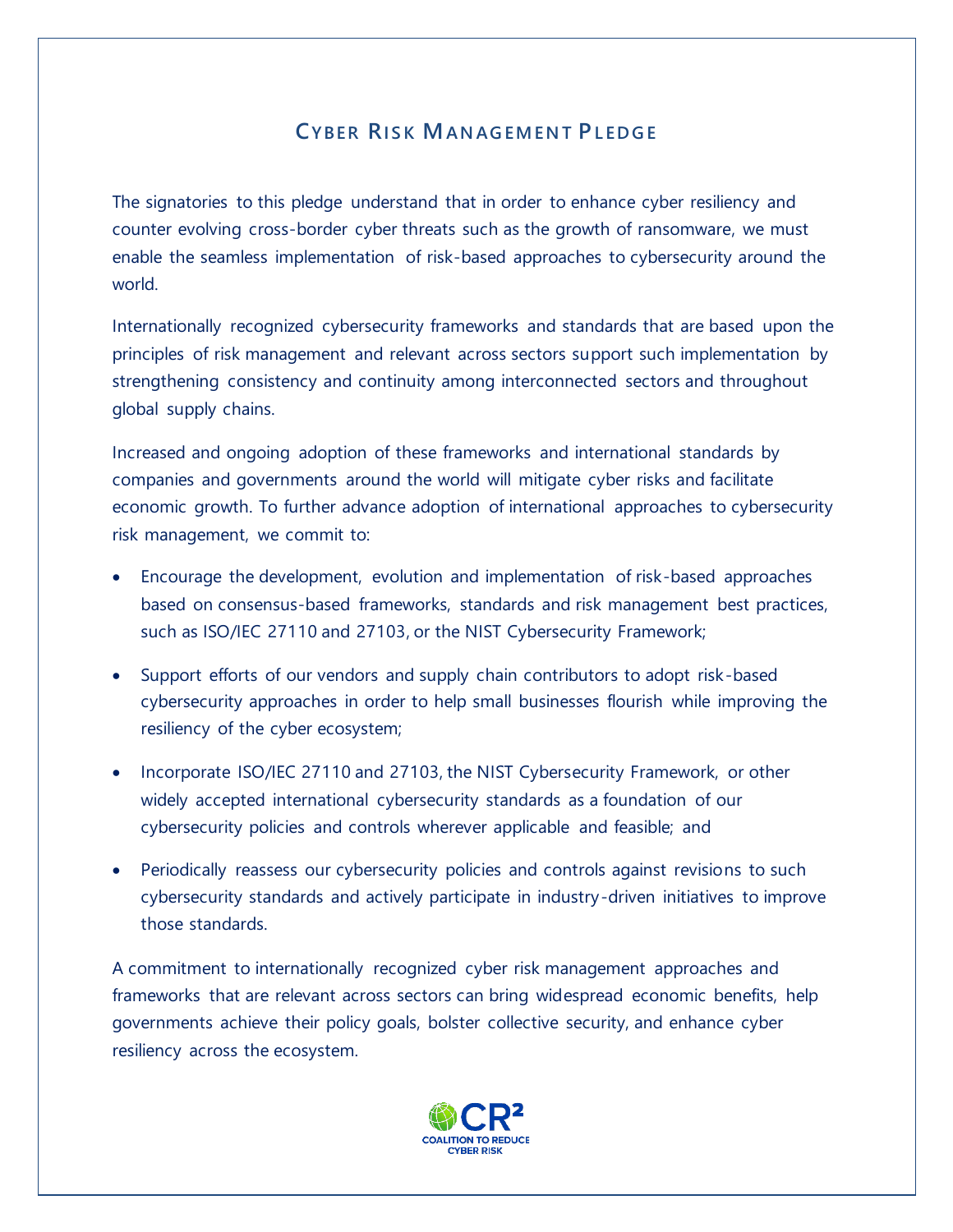# Cyber Risk Management Pledge

The signatories to this pledge understand that in order to enhance cyber resiliency and counter evolving cross-border cyber threats such as the growth of ransomware, we must enable the seamless implementation of risk-based approaches to cybersecurity around the world.

Internationally recognized cybersecurity frameworks and standards that are based upon the principles of risk management and relevant across sectors support such implementation by strengthening consistency and continuity among interconnected sectors and throughout global supply chains.

Increased and ongoing adoption of these frameworks and international standards by companies and governments around the world will mitigate cyber risks and facilitate economic growth. To further advance adoption of international approaches to cybersecurity risk management, we commit to:

- Encourage the development, evolution and implementation of risk-based approaches based on consensus-based frameworks, standards and risk management best practices, such as ISO/IEC 27110 and 27103, or the NIST Cybersecurity Framework;
- Support efforts of our vendors and supply chain contributors to adopt risk-based cybersecurity approaches in order to help small businesses flourish while improving the resiliency of the cyber ecosystem;
- Incorporate ISO/IEC 27110 and 27103, the NIST Cybersecurity Framework, or other widely accepted international cybersecurity standards as a foundation of our cybersecurity policies and controls wherever applicable and feasible; and
- Periodically reassess our cybersecurity policies and controls against revisions to such cybersecurity standards and actively participate in industry-driven initiatives to improve those standards.

A commitment to internationally recognized cyber risk management approaches and frameworks that are relevant across sectors can bring widespread economic benefits, help governments achieve their policy goals, bolster collective security, and enhance cyber resiliency across the ecosystem.

CR²
COALITION TO REDUCE CYBER RISK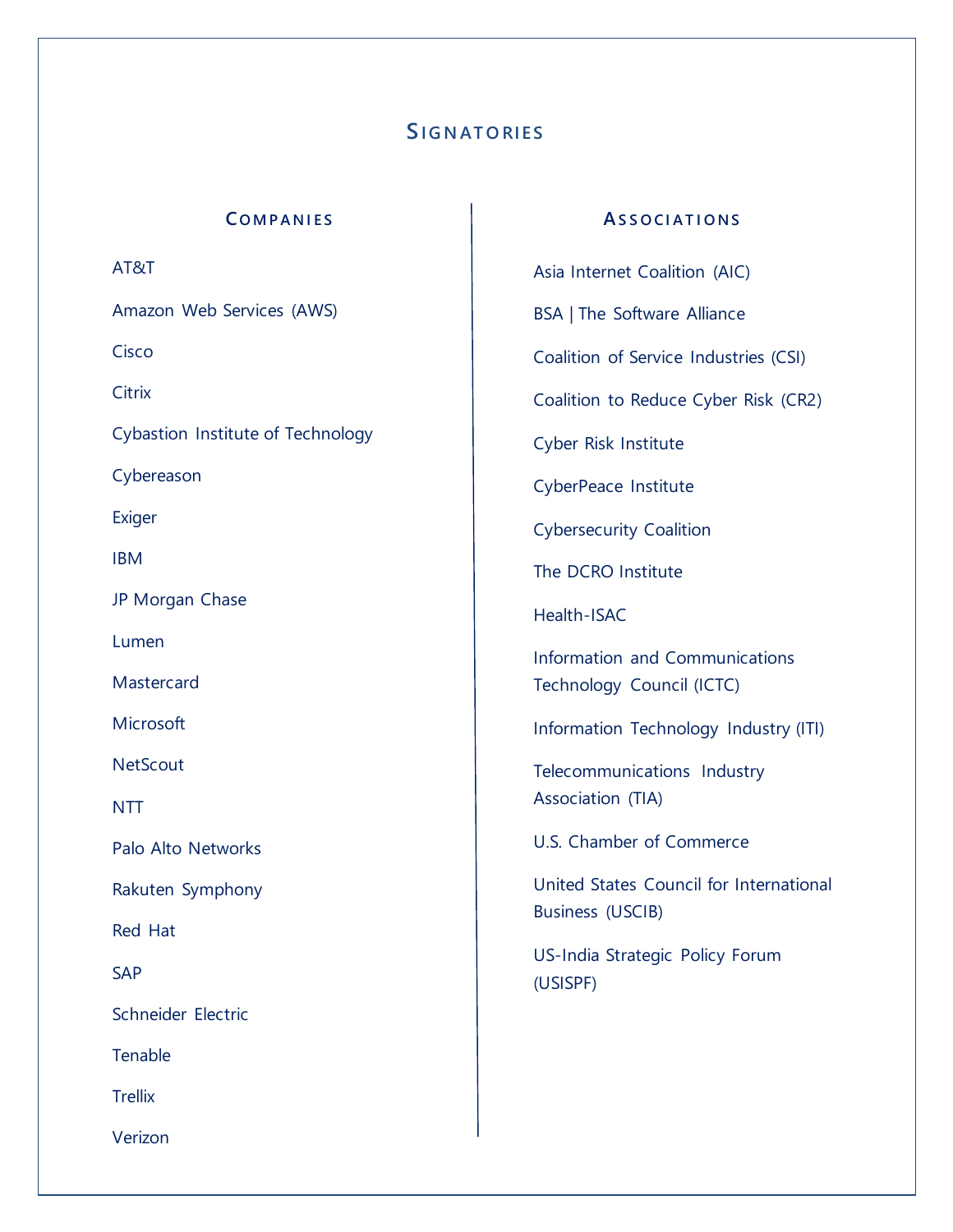# Signatories

## Companies

AT&T

Amazon Web Services (AWS)

Cisco

Citrix

Cybastion Institute of Technology

Cybereason

Exiger

IBM

JP Morgan Chase

Lumen

Mastercard

Microsoft

NetScout

NTT

Palo Alto Networks

Rakuten Symphony

Red Hat

SAP

Schneider Electric

Tenable

Trellix

Verizon

## Associations

Asia Internet Coalition (AIC)

BSA | The Software Alliance

Coalition of Service Industries (CSI)

Coalition to Reduce Cyber Risk (CR2)

Cyber Risk Institute

CyberPeace Institute

Cybersecurity Coalition

The DCRO Institute

Health-ISAC

Information and Communications Technology Council (ICTC)

Information Technology Industry (ITI)

Telecommunications Industry Association (TIA)

U.S. Chamber of Commerce

United States Council for International Business (USCIB)

US-India Strategic Policy Forum (USISPF)